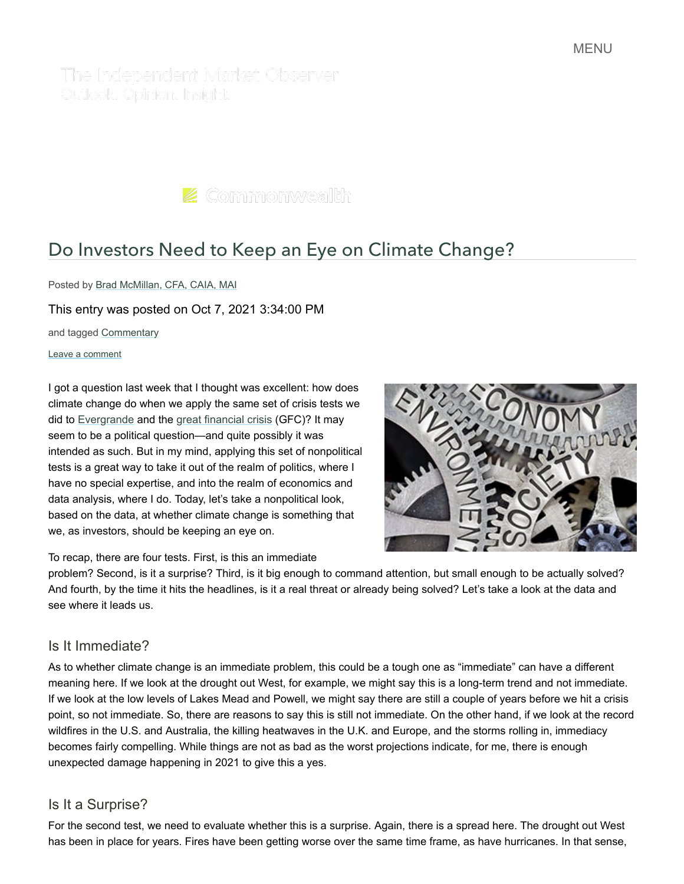# Do Investors Need to Keep an Eye on Climate Change?

Posted by Brad McMillan, CFA, CAIA, MAI

This entry was posted on Oct 7, 2021 3:34:00 PM

and tagged Commentary

Leave a comment

I got a question last week that I thought was excellent: how does climate change do when we apply the same set of crisis tests we did to Evergrande and the great financial crisis (GFC)? It may seem to be a political question—and quite possibly it was intended as such. But in my mind, applying this set of nonpolitical tests is a great way to take it out of the realm of politics, where I have no special expertise, and into the realm of economics and data analysis, where I do. Today, let's take a nonpolitical look, based on the data, at whether climate change is something that we, as investors, should be keeping an eye on.

To recap, there are four tests. First, is this an immediate problem? Second, is it a surprise? Third, is it big enough to command attention, but small enough to be actually solved? And fourth, by the time it hits the headlines, is it a real threat or already being solved? Let's take a look at the data and see where it leads us.

## Is It Immediate?

As to whether climate change is an immediate problem, this could be a tough one as "immediate" can have a different meaning here. If we look at the drought out West, for example, we might say this is a long-term trend and not immediate. If we look at the low levels of Lakes Mead and Powell, we might say there are still a couple of years before we hit a crisis point, so not immediate. So, there are reasons to say this is still not immediate. On the other hand, if we look at the record wildfires in the U.S. and Australia, the killing heatwaves in the U.K. and Europe, and the storms rolling in, immediacy becomes fairly compelling. While things are not as bad as the worst projections indicate, for me, there is enough unexpected damage happening in 2021 to give this a yes.

## Is It a Surprise?

For the second test, we need to evaluate whether this is a surprise. Again, there is a spread here. The drought out West has been in place for years. Fires have been getting worse over the same time frame, as have hurricanes. In that sense,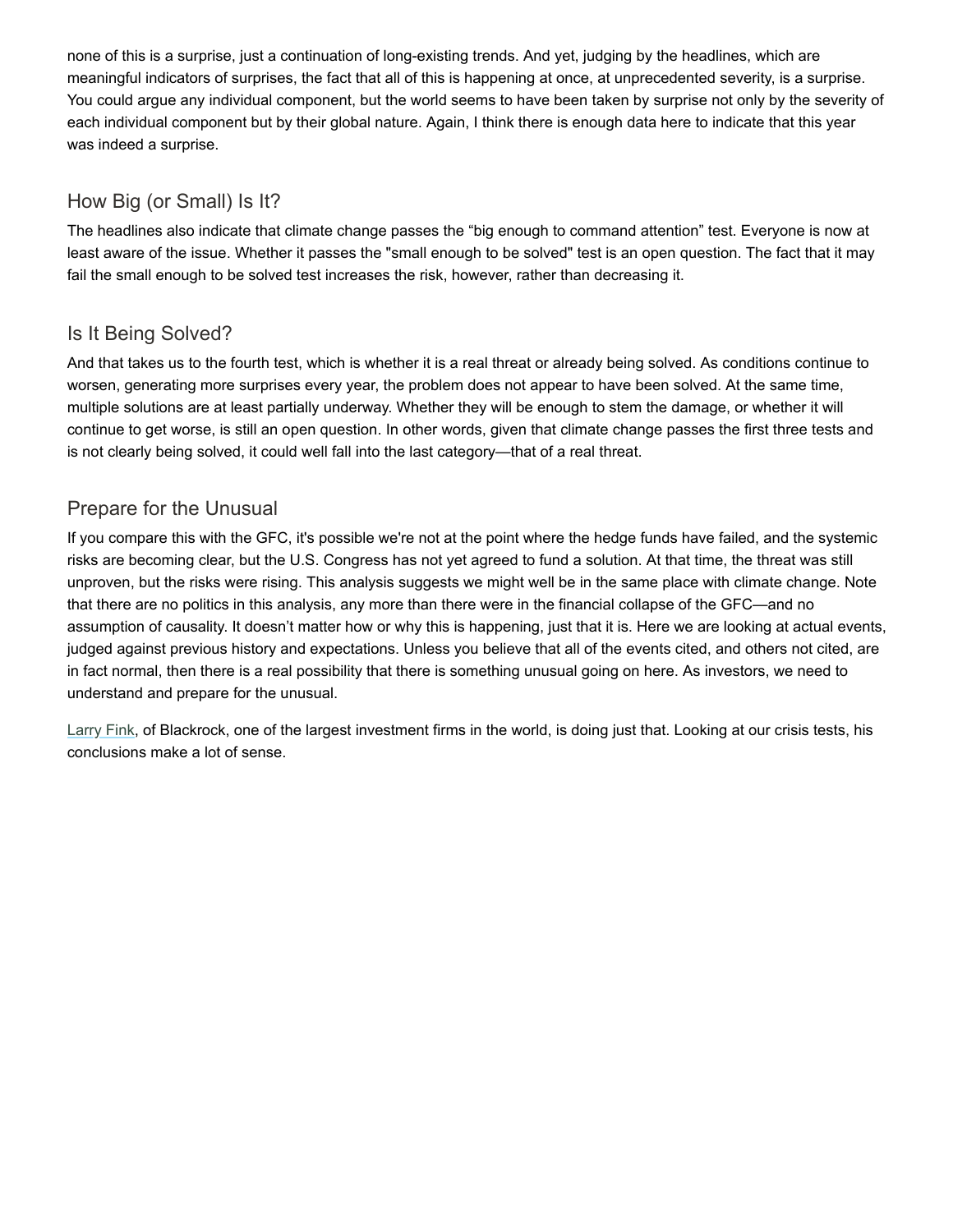none of this is a surprise, just a continuation of long-existing trends. And yet, judging by the headlines, which are meaningful indicators of surprises, the fact that all of this is happening at once, at unprecedented severity, is a surprise. You could argue any individual component, but the world seems to have been taken by surprise not only by the severity of each individual component but by their global nature. Again, I think there is enough data here to indicate that this year was indeed a surprise.

## How Big (or Small) Is It?

The headlines also indicate that climate change passes the “big enough to command attention” test. Everyone is now at least aware of the issue. Whether it passes the "small enough to be solved" test is an open question. The fact that it may fail the small enough to be solved test increases the risk, however, rather than decreasing it.

## Is It Being Solved?

And that takes us to the fourth test, which is whether it is a real threat or already being solved. As conditions continue to worsen, generating more surprises every year, the problem does not appear to have been solved. At the same time, multiple solutions are at least partially underway. Whether they will be enough to stem the damage, or whether it will continue to get worse, is still an open question. In other words, given that climate change passes the first three tests and is not clearly being solved, it could well fall into the last category—that of a real threat.

## Prepare for the Unusual

If you compare this with the GFC, it's possible we're not at the point where the hedge funds have failed, and the systemic risks are becoming clear, but the U.S. Congress has not yet agreed to fund a solution. At that time, the threat was still unproven, but the risks were rising. This analysis suggests we might well be in the same place with climate change. Note that there are no politics in this analysis, any more than there were in the financial collapse of the GFC—and no assumption of causality. It doesn’t matter how or why this is happening, just that it is. Here we are looking at actual events, judged against previous history and expectations. Unless you believe that all of the events cited, and others not cited, are in fact normal, then there is a real possibility that there is something unusual going on here. As investors, we need to understand and prepare for the unusual.

Larry Fink, of Blackrock, one of the largest investment firms in the world, is doing just that. Looking at our crisis tests, his conclusions make a lot of sense.